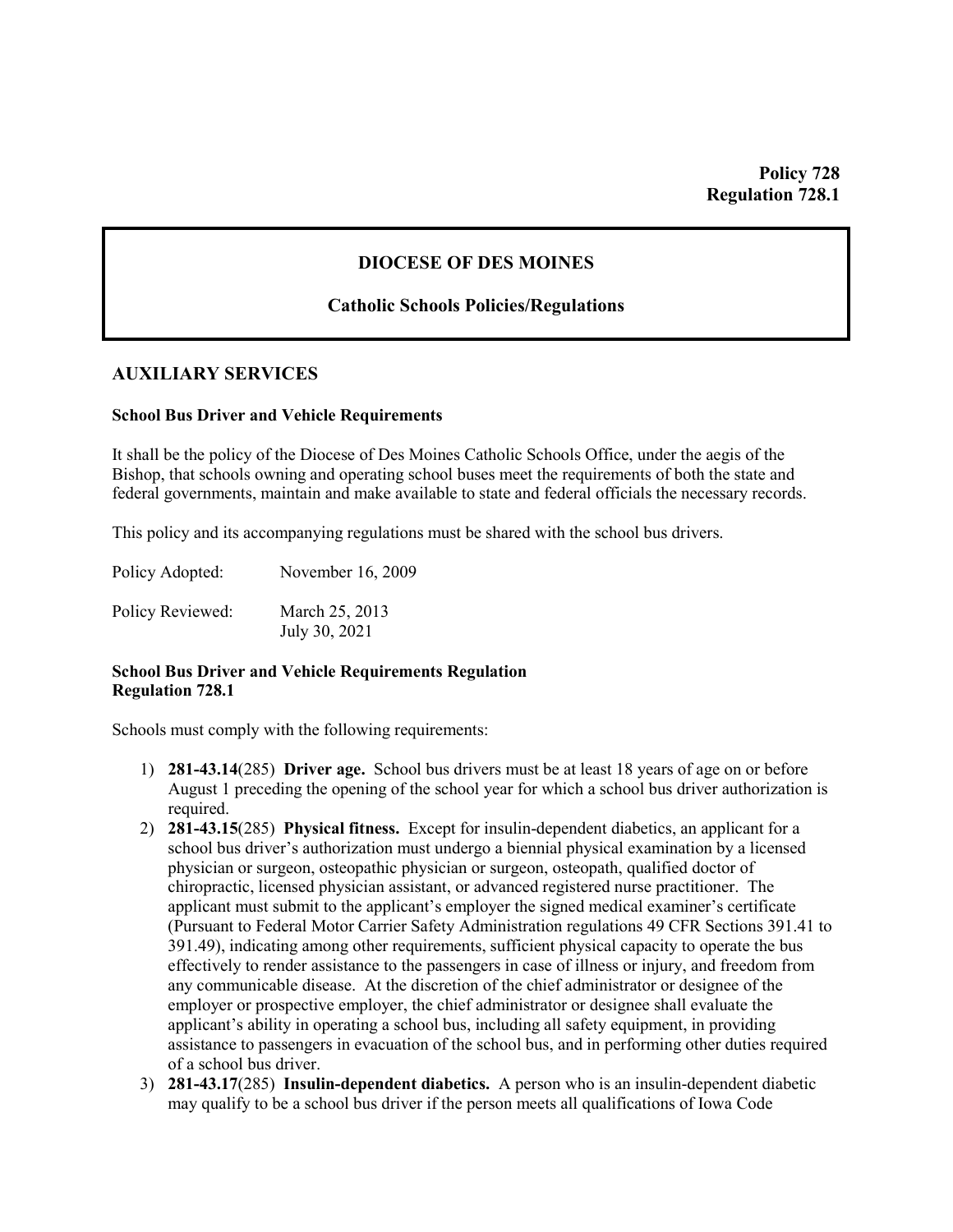**Policy 728**
**Regulation 728.1**

## DIOCESE OF DES MOINES

### Catholic Schools Policies/Regulations

## AUXILIARY SERVICES

**School Bus Driver and Vehicle Requirements**

It shall be the policy of the Diocese of Des Moines Catholic Schools Office, under the aegis of the Bishop, that schools owning and operating school buses meet the requirements of both the state and federal governments, maintain and make available to state and federal officials the necessary records.

This policy and its accompanying regulations must be shared with the school bus drivers.

Policy Adopted: November 16, 2009

Policy Reviewed: March 25, 2013
July 30, 2021

**School Bus Driver and Vehicle Requirements Regulation**
**Regulation 728.1**

Schools must comply with the following requirements:

1) **281-43.14**(285) **Driver age.** School bus drivers must be at least 18 years of age on or before August 1 preceding the opening of the school year for which a school bus driver authorization is required.
2) **281-43.15**(285) **Physical fitness.** Except for insulin-dependent diabetics, an applicant for a school bus driver's authorization must undergo a biennial physical examination by a licensed physician or surgeon, osteopathic physician or surgeon, osteopath, qualified doctor of chiropractic, licensed physician assistant, or advanced registered nurse practitioner. The applicant must submit to the applicant's employer the signed medical examiner's certificate (Pursuant to Federal Motor Carrier Safety Administration regulations 49 CFR Sections 391.41 to 391.49), indicating among other requirements, sufficient physical capacity to operate the bus effectively to render assistance to the passengers in case of illness or injury, and freedom from any communicable disease. At the discretion of the chief administrator or designee of the employer or prospective employer, the chief administrator or designee shall evaluate the applicant's ability in operating a school bus, including all safety equipment, in providing assistance to passengers in evacuation of the school bus, and in performing other duties required of a school bus driver.
3) **281-43.17**(285) **Insulin-dependent diabetics.** A person who is an insulin-dependent diabetic may qualify to be a school bus driver if the person meets all qualifications of Iowa Code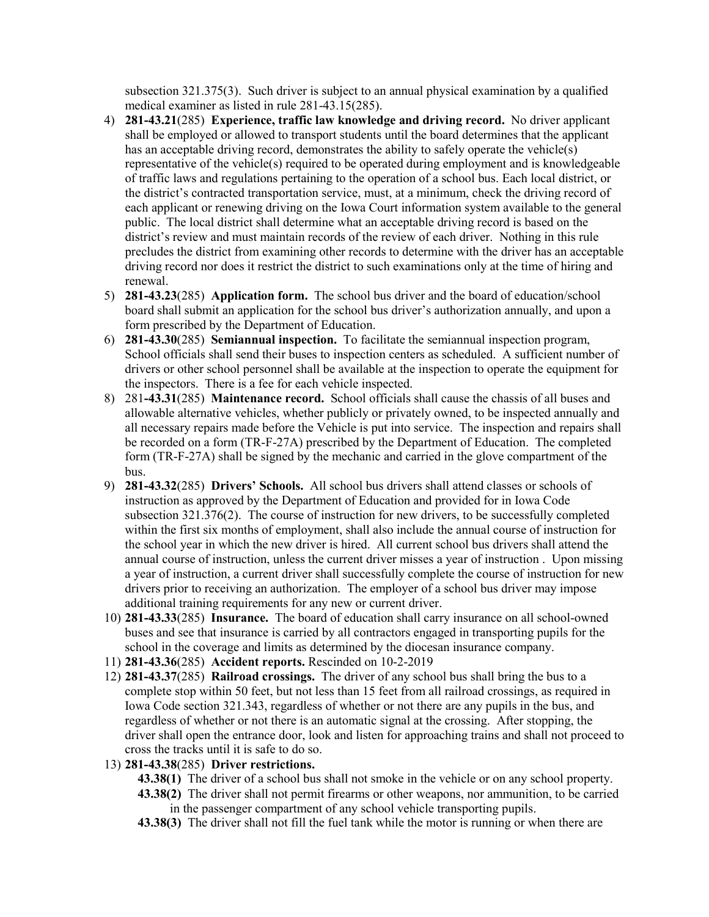subsection 321.375(3). Such driver is subject to an annual physical examination by a qualified medical examiner as listed in rule 281-43.15(285).

4) **281-43.21**(285) **Experience, traffic law knowledge and driving record.** No driver applicant shall be employed or allowed to transport students until the board determines that the applicant has an acceptable driving record, demonstrates the ability to safely operate the vehicle(s) representative of the vehicle(s) required to be operated during employment and is knowledgeable of traffic laws and regulations pertaining to the operation of a school bus. Each local district, or the district's contracted transportation service, must, at a minimum, check the driving record of each applicant or renewing driving on the Iowa Court information system available to the general public. The local district shall determine what an acceptable driving record is based on the district's review and must maintain records of the review of each driver. Nothing in this rule precludes the district from examining other records to determine with the driver has an acceptable driving record nor does it restrict the district to such examinations only at the time of hiring and renewal.
5) **281-43.23**(285) **Application form.** The school bus driver and the board of education/school board shall submit an application for the school bus driver's authorization annually, and upon a form prescribed by the Department of Education.
6) **281-43.30**(285) **Semiannual inspection.** To facilitate the semiannual inspection program, School officials shall send their buses to inspection centers as scheduled. A sufficient number of drivers or other school personnel shall be available at the inspection to operate the equipment for the inspectors. There is a fee for each vehicle inspected.
8) 281**-43.31**(285) **Maintenance record.** School officials shall cause the chassis of all buses and allowable alternative vehicles, whether publicly or privately owned, to be inspected annually and all necessary repairs made before the Vehicle is put into service. The inspection and repairs shall be recorded on a form (TR-F-27A) prescribed by the Department of Education. The completed form (TR-F-27A) shall be signed by the mechanic and carried in the glove compartment of the bus.
9) **281-43.32**(285) **Drivers' Schools.** All school bus drivers shall attend classes or schools of instruction as approved by the Department of Education and provided for in Iowa Code subsection 321.376(2). The course of instruction for new drivers, to be successfully completed within the first six months of employment, shall also include the annual course of instruction for the school year in which the new driver is hired. All current school bus drivers shall attend the annual course of instruction, unless the current driver misses a year of instruction . Upon missing a year of instruction, a current driver shall successfully complete the course of instruction for new drivers prior to receiving an authorization. The employer of a school bus driver may impose additional training requirements for any new or current driver.
10) **281-43.33**(285) **Insurance.** The board of education shall carry insurance on all school-owned buses and see that insurance is carried by all contractors engaged in transporting pupils for the school in the coverage and limits as determined by the diocesan insurance company.
11) **281-43.36**(285) **Accident reports.** Rescinded on 10-2-2019
12) **281-43.37**(285) **Railroad crossings.** The driver of any school bus shall bring the bus to a complete stop within 50 feet, but not less than 15 feet from all railroad crossings, as required in Iowa Code section 321.343, regardless of whether or not there are any pupils in the bus, and regardless of whether or not there is an automatic signal at the crossing. After stopping, the driver shall open the entrance door, look and listen for approaching trains and shall not proceed to cross the tracks until it is safe to do so.
13) **281-43.38**(285) **Driver restrictions.**
    - **43.38(1)** The driver of a school bus shall not smoke in the vehicle or on any school property.
    - **43.38(2)** The driver shall not permit firearms or other weapons, nor ammunition, to be carried in the passenger compartment of any school vehicle transporting pupils.
    - **43.38(3)** The driver shall not fill the fuel tank while the motor is running or when there are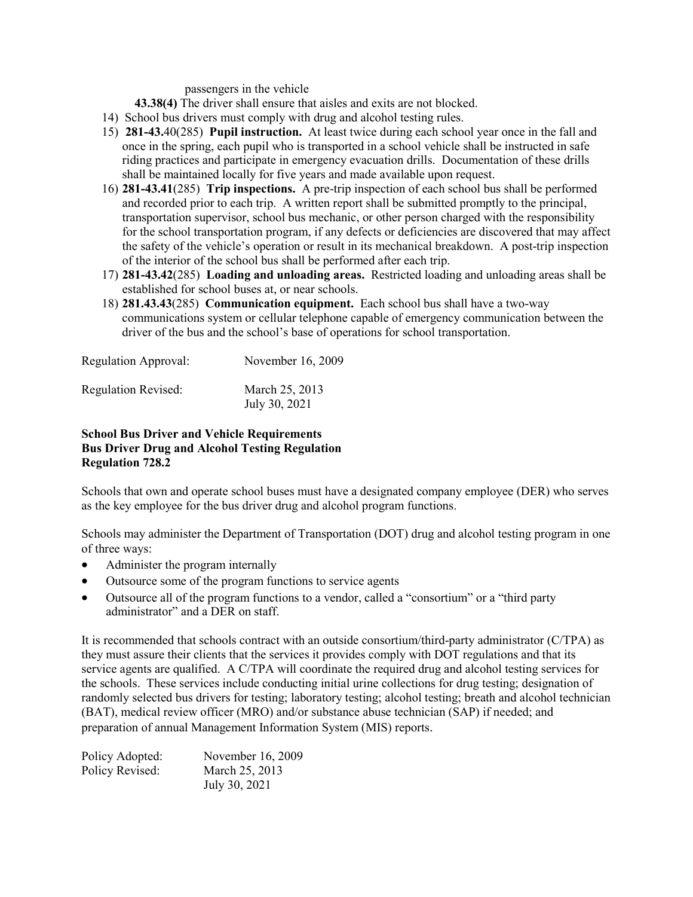passengers in the vehicle

**43.38(4)** The driver shall ensure that aisles and exits are not blocked.

14) School bus drivers must comply with drug and alcohol testing rules.
15) **281-43.**40(285) **Pupil instruction.** At least twice during each school year once in the fall and once in the spring, each pupil who is transported in a school vehicle shall be instructed in safe riding practices and participate in emergency evacuation drills. Documentation of these drills shall be maintained locally for five years and made available upon request.
16) **281-43.41**(285) **Trip inspections.** A pre-trip inspection of each school bus shall be performed and recorded prior to each trip. A written report shall be submitted promptly to the principal, transportation supervisor, school bus mechanic, or other person charged with the responsibility for the school transportation program, if any defects or deficiencies are discovered that may affect the safety of the vehicle's operation or result in its mechanical breakdown. A post-trip inspection of the interior of the school bus shall be performed after each trip.
17) **281-43.42**(285) **Loading and unloading areas.** Restricted loading and unloading areas shall be established for school buses at, or near schools.
18) **281.43.43**(285) **Communication equipment.** Each school bus shall have a two-way communications system or cellular telephone capable of emergency communication between the driver of the bus and the school's base of operations for school transportation.

| | |
|---|---|
| Regulation Approval: | November 16, 2009 |
| Regulation Revised: | March 25, 2013<br>July 30, 2021 |

**School Bus Driver and Vehicle Requirements**
**Bus Driver Drug and Alcohol Testing Regulation**
**Regulation 728.2**

Schools that own and operate school buses must have a designated company employee (DER) who serves as the key employee for the bus driver drug and alcohol program functions.

Schools may administer the Department of Transportation (DOT) drug and alcohol testing program in one of three ways:

- Administer the program internally
- Outsource some of the program functions to service agents
- Outsource all of the program functions to a vendor, called a "consortium" or a "third party administrator" and a DER on staff.

It is recommended that schools contract with an outside consortium/third-party administrator (C/TPA) as they must assure their clients that the services it provides comply with DOT regulations and that its service agents are qualified. A C/TPA will coordinate the required drug and alcohol testing services for the schools. These services include conducting initial urine collections for drug testing; designation of randomly selected bus drivers for testing; laboratory testing; alcohol testing; breath and alcohol technician (BAT), medical review officer (MRO) and/or substance abuse technician (SAP) if needed; and preparation of annual Management Information System (MIS) reports.

| | |
|---|---|
| Policy Adopted: | November 16, 2009 |
| Policy Revised: | March 25, 2013<br>July 30, 2021 |